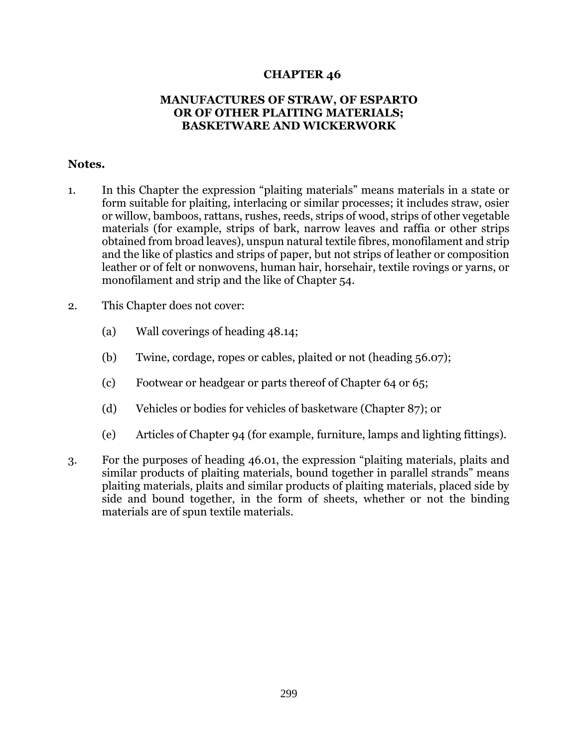# CHAPTER 46

## MANUFACTURES OF STRAW, OF ESPARTO OR OF OTHER PLAITING MATERIALS; BASKETWARE AND WICKERWORK

**Notes.**

1. In this Chapter the expression "plaiting materials" means materials in a state or form suitable for plaiting, interlacing or similar processes; it includes straw, osier or willow, bamboos, rattans, rushes, reeds, strips of wood, strips of other vegetable materials (for example, strips of bark, narrow leaves and raffia or other strips obtained from broad leaves), unspun natural textile fibres, monofilament and strip and the like of plastics and strips of paper, but not strips of leather or composition leather or of felt or nonwovens, human hair, horsehair, textile rovings or yarns, or monofilament and strip and the like of Chapter 54.

2. This Chapter does not cover:

   (a) Wall coverings of heading 48.14;

   (b) Twine, cordage, ropes or cables, plaited or not (heading 56.07);

   (c) Footwear or headgear or parts thereof of Chapter 64 or 65;

   (d) Vehicles or bodies for vehicles of basketware (Chapter 87); or

   (e) Articles of Chapter 94 (for example, furniture, lamps and lighting fittings).

3. For the purposes of heading 46.01, the expression "plaiting materials, plaits and similar products of plaiting materials, bound together in parallel strands" means plaiting materials, plaits and similar products of plaiting materials, placed side by side and bound together, in the form of sheets, whether or not the binding materials are of spun textile materials.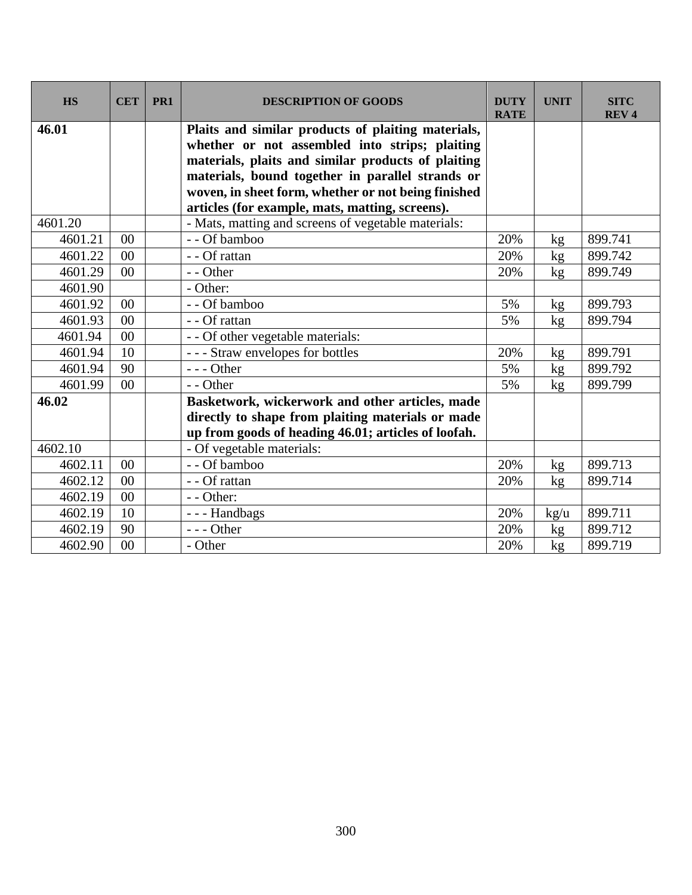| HS | CET | PR1 | DESCRIPTION OF GOODS | DUTY RATE | UNIT | SITC REV 4 |
|---|---|---|---|---|---|---|
| **46.01** | | | **Plaits and similar products of plaiting materials, whether or not assembled into strips; plaiting materials, plaits and similar products of plaiting materials, bound together in parallel strands or woven, in sheet form, whether or not being finished articles (for example, mats, matting, screens).** | | | |
| 4601.20 | | | - Mats, matting and screens of vegetable materials: | | | |
| 4601.21 | 00 | | - - Of bamboo | 20% | kg | 899.741 |
| 4601.22 | 00 | | - - Of rattan | 20% | kg | 899.742 |
| 4601.29 | 00 | | - - Other | 20% | kg | 899.749 |
| 4601.90 | | | - Other: | | | |
| 4601.92 | 00 | | - - Of bamboo | 5% | kg | 899.793 |
| 4601.93 | 00 | | - - Of rattan | 5% | kg | 899.794 |
| 4601.94 | 00 | | - - Of other vegetable materials: | | | |
| 4601.94 | 10 | | - - - Straw envelopes for bottles | 20% | kg | 899.791 |
| 4601.94 | 90 | | - - - Other | 5% | kg | 899.792 |
| 4601.99 | 00 | | - - Other | 5% | kg | 899.799 |
| **46.02** | | | **Basketwork, wickerwork and other articles, made directly to shape from plaiting materials or made up from goods of heading 46.01; articles of loofah.** | | | |
| 4602.10 | | | - Of vegetable materials: | | | |
| 4602.11 | 00 | | - - Of bamboo | 20% | kg | 899.713 |
| 4602.12 | 00 | | - - Of rattan | 20% | kg | 899.714 |
| 4602.19 | 00 | | - - Other: | | | |
| 4602.19 | 10 | | - - - Handbags | 20% | kg/u | 899.711 |
| 4602.19 | 90 | | - - - Other | 20% | kg | 899.712 |
| 4602.90 | 00 | | - Other | 20% | kg | 899.719 |